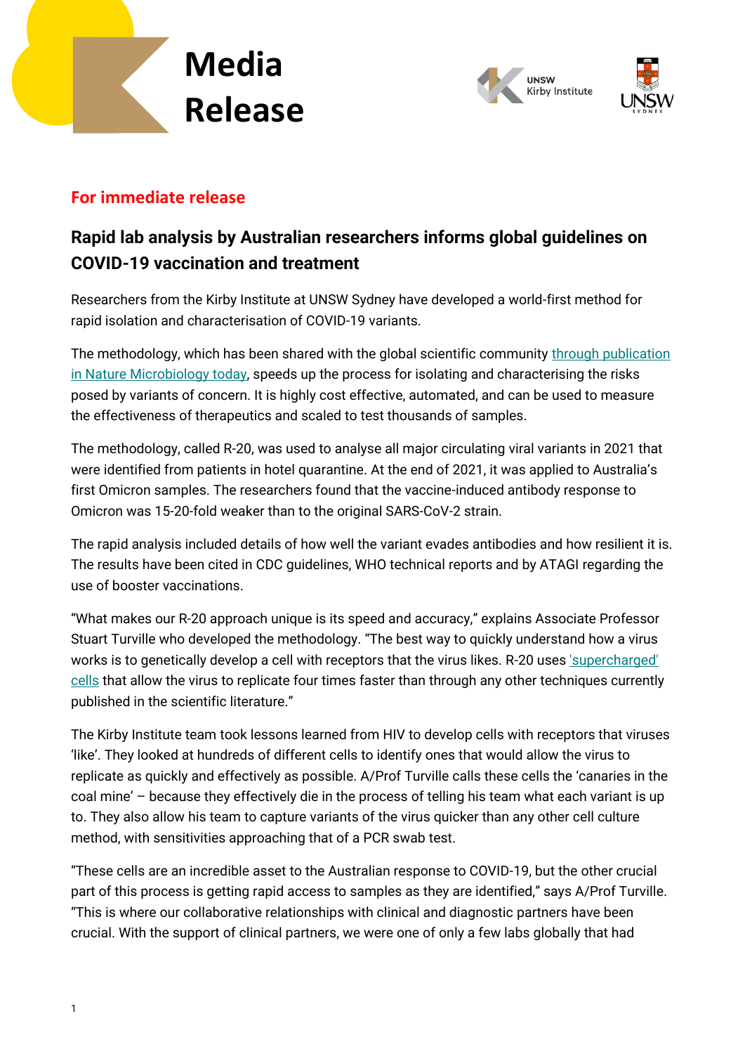# Media Release

**For immediate release**

## Rapid lab analysis by Australian researchers informs global guidelines on COVID-19 vaccination and treatment

Researchers from the Kirby Institute at UNSW Sydney have developed a world-first method for rapid isolation and characterisation of COVID-19 variants.

The methodology, which has been shared with the global scientific community [through publication in Nature Microbiology today](), speeds up the process for isolating and characterising the risks posed by variants of concern. It is highly cost effective, automated, and can be used to measure the effectiveness of therapeutics and scaled to test thousands of samples.

The methodology, called R-20, was used to analyse all major circulating viral variants in 2021 that were identified from patients in hotel quarantine. At the end of 2021, it was applied to Australia's first Omicron samples. The researchers found that the vaccine-induced antibody response to Omicron was 15-20-fold weaker than to the original SARS-CoV-2 strain.

The rapid analysis included details of how well the variant evades antibodies and how resilient it is. The results have been cited in CDC guidelines, WHO technical reports and by ATAGI regarding the use of booster vaccinations.

"What makes our R-20 approach unique is its speed and accuracy," explains Associate Professor Stuart Turville who developed the methodology. "The best way to quickly understand how a virus works is to genetically develop a cell with receptors that the virus likes. R-20 uses ['supercharged' cells]() that allow the virus to replicate four times faster than through any other techniques currently published in the scientific literature."

The Kirby Institute team took lessons learned from HIV to develop cells with receptors that viruses 'like'. They looked at hundreds of different cells to identify ones that would allow the virus to replicate as quickly and effectively as possible. A/Prof Turville calls these cells the 'canaries in the coal mine' – because they effectively die in the process of telling his team what each variant is up to. They also allow his team to capture variants of the virus quicker than any other cell culture method, with sensitivities approaching that of a PCR swab test.

"These cells are an incredible asset to the Australian response to COVID-19, but the other crucial part of this process is getting rapid access to samples as they are identified," says A/Prof Turville. "This is where our collaborative relationships with clinical and diagnostic partners have been crucial. With the support of clinical partners, we were one of only a few labs globally that had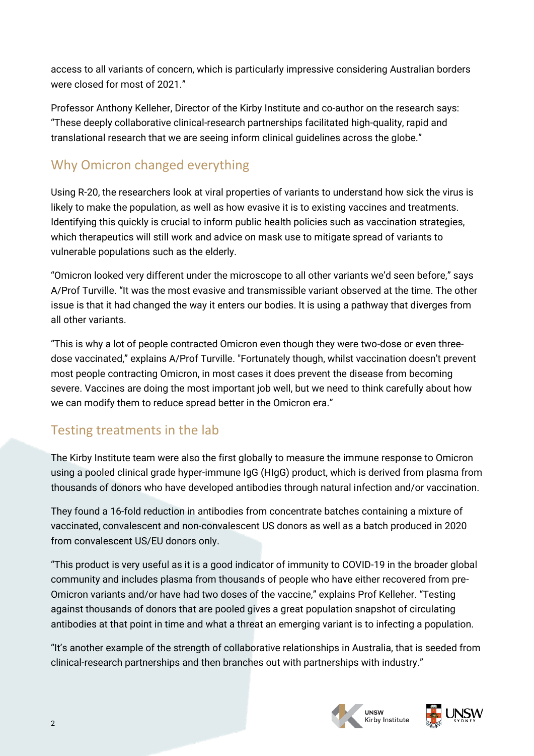access to all variants of concern, which is particularly impressive considering Australian borders were closed for most of 2021."

Professor Anthony Kelleher, Director of the Kirby Institute and co-author on the research says: "These deeply collaborative clinical-research partnerships facilitated high-quality, rapid and translational research that we are seeing inform clinical guidelines across the globe."

## Why Omicron changed everything

Using R-20, the researchers look at viral properties of variants to understand how sick the virus is likely to make the population, as well as how evasive it is to existing vaccines and treatments. Identifying this quickly is crucial to inform public health policies such as vaccination strategies, which therapeutics will still work and advice on mask use to mitigate spread of variants to vulnerable populations such as the elderly.

"Omicron looked very different under the microscope to all other variants we'd seen before," says A/Prof Turville. "It was the most evasive and transmissible variant observed at the time. The other issue is that it had changed the way it enters our bodies. It is using a pathway that diverges from all other variants.

"This is why a lot of people contracted Omicron even though they were two-dose or even three-dose vaccinated," explains A/Prof Turville. "Fortunately though, whilst vaccination doesn't prevent most people contracting Omicron, in most cases it does prevent the disease from becoming severe. Vaccines are doing the most important job well, but we need to think carefully about how we can modify them to reduce spread better in the Omicron era."

## Testing treatments in the lab

The Kirby Institute team were also the first globally to measure the immune response to Omicron using a pooled clinical grade hyper-immune IgG (HIgG) product, which is derived from plasma from thousands of donors who have developed antibodies through natural infection and/or vaccination.

They found a 16-fold reduction in antibodies from concentrate batches containing a mixture of vaccinated, convalescent and non-convalescent US donors as well as a batch produced in 2020 from convalescent US/EU donors only.

"This product is very useful as it is a good indicator of immunity to COVID-19 in the broader global community and includes plasma from thousands of people who have either recovered from pre-Omicron variants and/or have had two doses of the vaccine," explains Prof Kelleher. "Testing against thousands of donors that are pooled gives a great population snapshot of circulating antibodies at that point in time and what a threat an emerging variant is to infecting a population.

"It's another example of the strength of collaborative relationships in Australia, that is seeded from clinical-research partnerships and then branches out with partnerships with industry."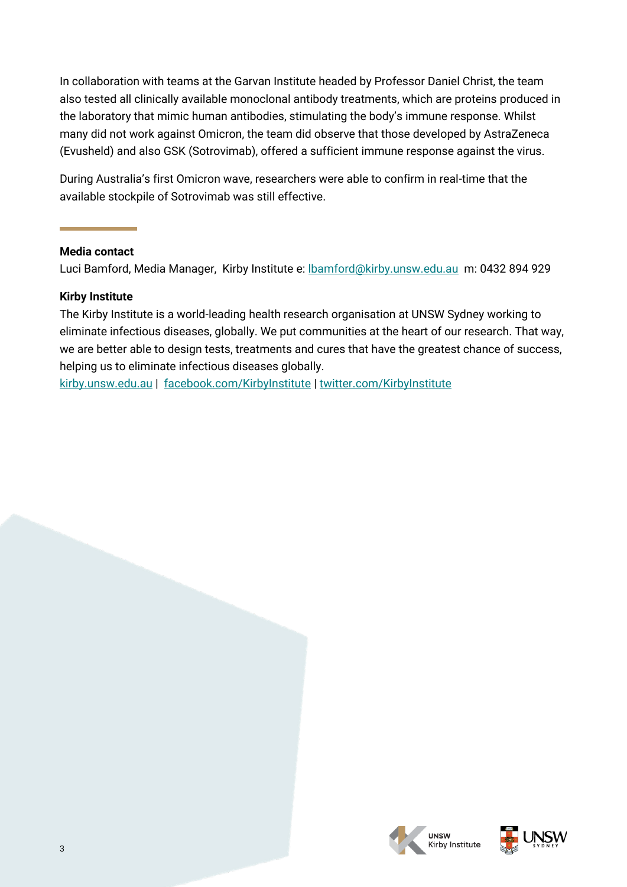In collaboration with teams at the Garvan Institute headed by Professor Daniel Christ, the team also tested all clinically available monoclonal antibody treatments, which are proteins produced in the laboratory that mimic human antibodies, stimulating the body's immune response. Whilst many did not work against Omicron, the team did observe that those developed by AstraZeneca (Evusheld) and also GSK (Sotrovimab), offered a sufficient immune response against the virus.

During Australia's first Omicron wave, researchers were able to confirm in real-time that the available stockpile of Sotrovimab was still effective.

**Media contact**

Luci Bamford, Media Manager, Kirby Institute e: lbamford@kirby.unsw.edu.au m: 0432 894 929

**Kirby Institute**

The Kirby Institute is a world-leading health research organisation at UNSW Sydney working to eliminate infectious diseases, globally. We put communities at the heart of our research. That way, we are better able to design tests, treatments and cures that have the greatest chance of success, helping us to eliminate infectious diseases globally.

kirby.unsw.edu.au | facebook.com/KirbyInstitute | twitter.com/KirbyInstitute